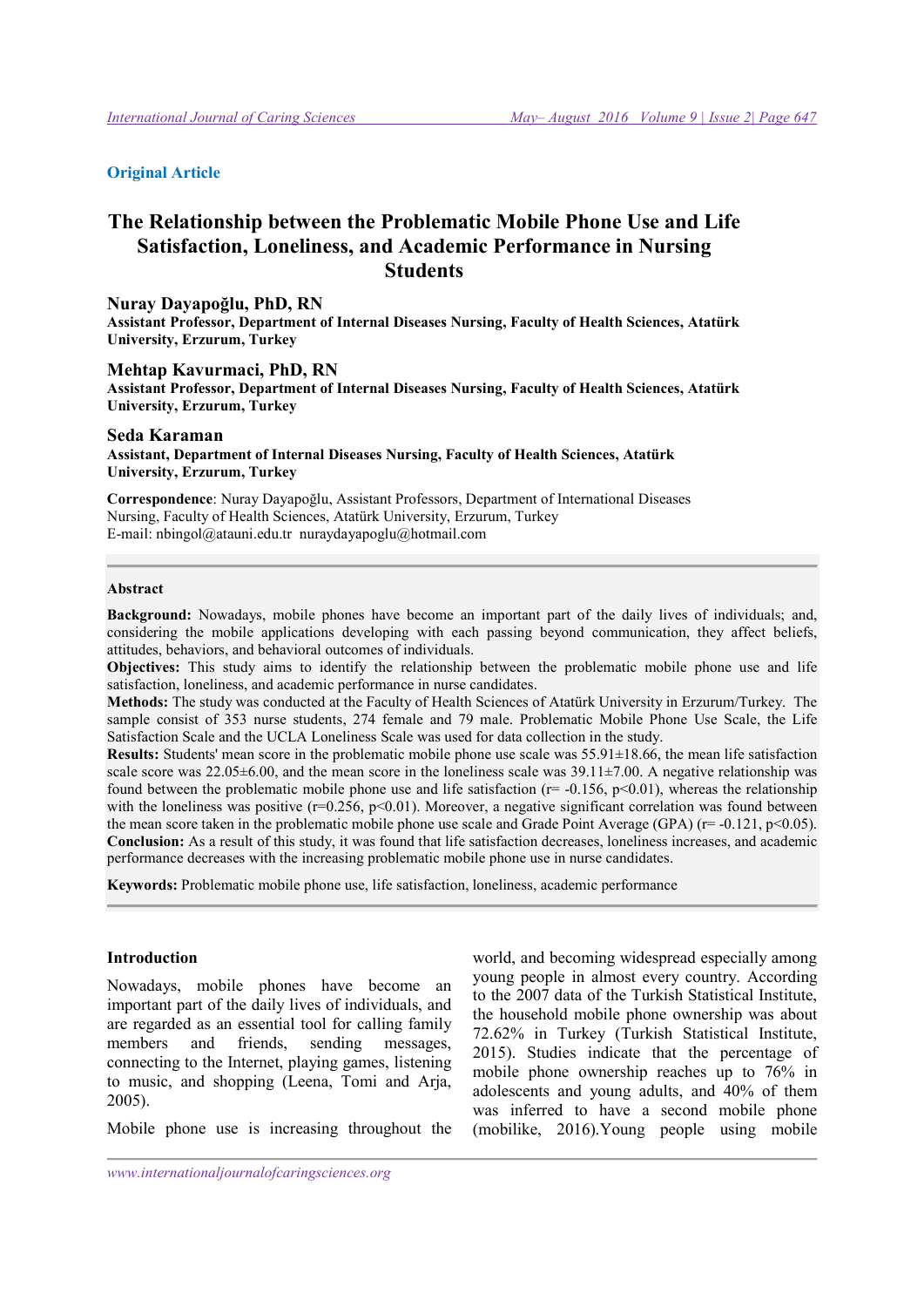**Original Article**

# The Relationship between the Problematic Mobile Phone Use and Life Satisfaction, Loneliness, and Academic Performance in Nursing Students

**Nuray Dayapoğlu, PhD, RN**
**Assistant Professor, Department of Internal Diseases Nursing, Faculty of Health Sciences, Atatürk University, Erzurum, Turkey**

**Mehtap Kavurmaci, PhD, RN**
**Assistant Professor, Department of Internal Diseases Nursing, Faculty of Health Sciences, Atatürk University, Erzurum, Turkey**

**Seda Karaman**
**Assistant, Department of Internal Diseases Nursing, Faculty of Health Sciences, Atatürk University, Erzurum, Turkey**

**Correspondence**: Nuray Dayapoğlu, Assistant Professors, Department of International Diseases Nursing, Faculty of Health Sciences, Atatürk University, Erzurum, Turkey
E-mail: nbingol@atauni.edu.tr nuraydayapoglu@hotmail.com

## Abstract

**Background:** Nowadays, mobile phones have become an important part of the daily lives of individuals; and, considering the mobile applications developing with each passing beyond communication, they affect beliefs, attitudes, behaviors, and behavioral outcomes of individuals.

**Objectives:** This study aims to identify the relationship between the problematic mobile phone use and life satisfaction, loneliness, and academic performance in nurse candidates.

**Methods:** The study was conducted at the Faculty of Health Sciences of Atatürk University in Erzurum/Turkey. The sample consist of 353 nurse students, 274 female and 79 male. Problematic Mobile Phone Use Scale, the Life Satisfaction Scale and the UCLA Loneliness Scale was used for data collection in the study.

**Results:** Students' mean score in the problematic mobile phone use scale was 55.91±18.66, the mean life satisfaction scale score was 22.05±6.00, and the mean score in the loneliness scale was 39.11±7.00. A negative relationship was found between the problematic mobile phone use and life satisfaction ($r= -0.156$, $p<0.01$), whereas the relationship with the loneliness was positive ($r=0.256$, $p<0.01$). Moreover, a negative significant correlation was found between the mean score taken in the problematic mobile phone use scale and Grade Point Average (GPA) ($r= -0.121$, $p<0.05$).

**Conclusion:** As a result of this study, it was found that life satisfaction decreases, loneliness increases, and academic performance decreases with the increasing problematic mobile phone use in nurse candidates.

**Keywords:** Problematic mobile phone use, life satisfaction, loneliness, academic performance

## Introduction

Nowadays, mobile phones have become an important part of the daily lives of individuals, and are regarded as an essential tool for calling family members and friends, sending messages, connecting to the Internet, playing games, listening to music, and shopping (Leena, Tomi and Arja, 2005).

Mobile phone use is increasing throughout the world, and becoming widespread especially among young people in almost every country. According to the 2007 data of the Turkish Statistical Institute, the household mobile phone ownership was about 72.62% in Turkey (Turkish Statistical Institute, 2015). Studies indicate that the percentage of mobile phone ownership reaches up to 76% in adolescents and young adults, and 40% of them was inferred to have a second mobile phone (mobilike, 2016).Young people using mobile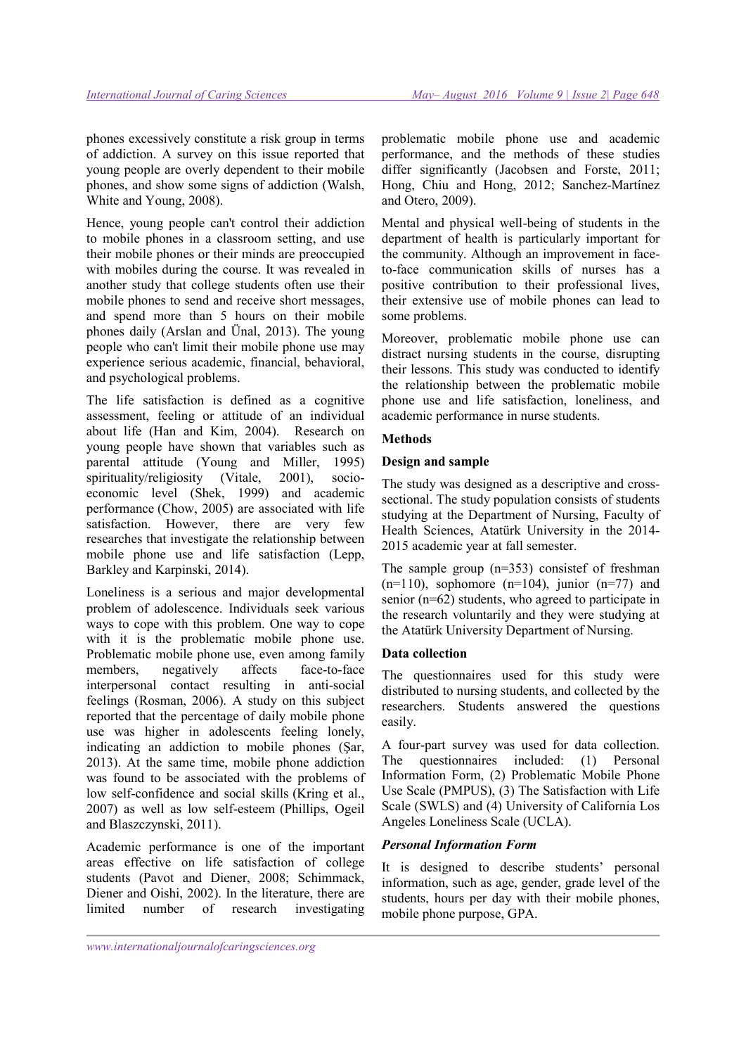phones excessively constitute a risk group in terms of addiction. A survey on this issue reported that young people are overly dependent to their mobile phones, and show some signs of addiction (Walsh, White and Young, 2008).

Hence, young people can't control their addiction to mobile phones in a classroom setting, and use their mobile phones or their minds are preoccupied with mobiles during the course. It was revealed in another study that college students often use their mobile phones to send and receive short messages, and spend more than 5 hours on their mobile phones daily (Arslan and Ünal, 2013). The young people who can't limit their mobile phone use may experience serious academic, financial, behavioral, and psychological problems.

The life satisfaction is defined as a cognitive assessment, feeling or attitude of an individual about life (Han and Kim, 2004). Research on young people have shown that variables such as parental attitude (Young and Miller, 1995) spirituality/religiosity (Vitale, 2001), socio-economic level (Shek, 1999) and academic performance (Chow, 2005) are associated with life satisfaction. However, there are very few researches that investigate the relationship between mobile phone use and life satisfaction (Lepp, Barkley and Karpinski, 2014).

Loneliness is a serious and major developmental problem of adolescence. Individuals seek various ways to cope with this problem. One way to cope with it is the problematic mobile phone use. Problematic mobile phone use, even among family members, negatively affects face-to-face interpersonal contact resulting in anti-social feelings (Rosman, 2006). A study on this subject reported that the percentage of daily mobile phone use was higher in adolescents feeling lonely, indicating an addiction to mobile phones (Şar, 2013). At the same time, mobile phone addiction was found to be associated with the problems of low self-confidence and social skills (Kring et al., 2007) as well as low self-esteem (Phillips, Ogeil and Blaszczynski, 2011).

Academic performance is one of the important areas effective on life satisfaction of college students (Pavot and Diener, 2008; Schimmack, Diener and Oishi, 2002). In the literature, there are limited number of research investigating problematic mobile phone use and academic performance, and the methods of these studies differ significantly (Jacobsen and Forste, 2011; Hong, Chiu and Hong, 2012; Sanchez-Martínez and Otero, 2009).

Mental and physical well-being of students in the department of health is particularly important for the community. Although an improvement in face-to-face communication skills of nurses has a positive contribution to their professional lives, their extensive use of mobile phones can lead to some problems.

Moreover, problematic mobile phone use can distract nursing students in the course, disrupting their lessons. This study was conducted to identify the relationship between the problematic mobile phone use and life satisfaction, loneliness, and academic performance in nurse students.

## Methods

### Design and sample

The study was designed as a descriptive and cross-sectional. The study population consists of students studying at the Department of Nursing, Faculty of Health Sciences, Atatürk University in the 2014-2015 academic year at fall semester.

The sample group (n=353) consistef of freshman (n=110), sophomore (n=104), junior (n=77) and senior (n=62) students, who agreed to participate in the research voluntarily and they were studying at the Atatürk University Department of Nursing.

### Data collection

The questionnaires used for this study were distributed to nursing students, and collected by the researchers. Students answered the questions easily.

A four-part survey was used for data collection. The questionnaires included: (1) Personal Information Form, (2) Problematic Mobile Phone Use Scale (PMPUS), (3) The Satisfaction with Life Scale (SWLS) and (4) University of California Los Angeles Loneliness Scale (UCLA).

#### *Personal Information Form*

It is designed to describe students' personal information, such as age, gender, grade level of the students, hours per day with their mobile phones, mobile phone purpose, GPA.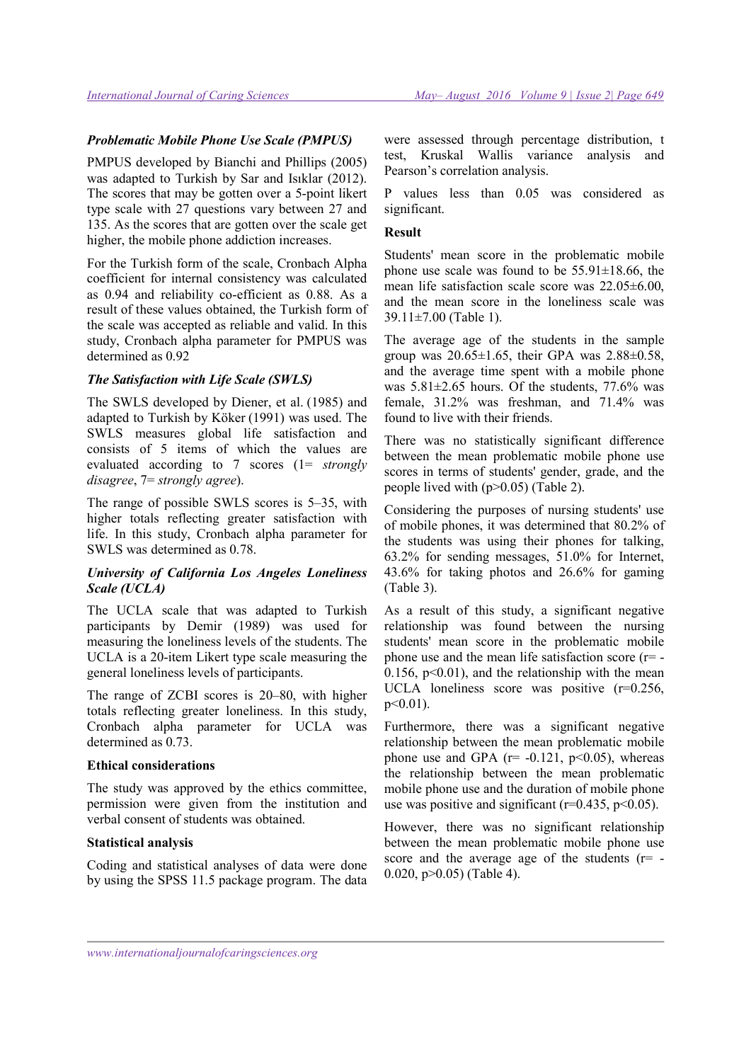### *Problematic Mobile Phone Use Scale (PMPUS)*

PMPUS developed by Bianchi and Phillips (2005) was adapted to Turkish by Sar and Isıklar (2012). The scores that may be gotten over a 5-point likert type scale with 27 questions vary between 27 and 135. As the scores that are gotten over the scale get higher, the mobile phone addiction increases.

For the Turkish form of the scale, Cronbach Alpha coefficient for internal consistency was calculated as 0.94 and reliability co-efficient as 0.88. As a result of these values obtained, the Turkish form of the scale was accepted as reliable and valid. In this study, Cronbach alpha parameter for PMPUS was determined as 0.92

### *The Satisfaction with Life Scale (SWLS)*

The SWLS developed by Diener, et al. (1985) and adapted to Turkish by Köker (1991) was used. The SWLS measures global life satisfaction and consists of 5 items of which the values are evaluated according to 7 scores (1= *strongly disagree*, 7= *strongly agree*).

The range of possible SWLS scores is 5–35, with higher totals reflecting greater satisfaction with life. In this study, Cronbach alpha parameter for SWLS was determined as 0.78.

### *University of California Los Angeles Loneliness Scale (UCLA)*

The UCLA scale that was adapted to Turkish participants by Demir (1989) was used for measuring the loneliness levels of the students. The UCLA is a 20-item Likert type scale measuring the general loneliness levels of participants.

The range of ZCBI scores is 20–80, with higher totals reflecting greater loneliness. In this study, Cronbach alpha parameter for UCLA was determined as 0.73.

### Ethical considerations

The study was approved by the ethics committee, permission were given from the institution and verbal consent of students was obtained.

### Statistical analysis

Coding and statistical analyses of data were done by using the SPSS 11.5 package program. The data were assessed through percentage distribution, t test, Kruskal Wallis variance analysis and Pearson's correlation analysis.

P values less than 0.05 was considered as significant.

## Result

Students' mean score in the problematic mobile phone use scale was found to be 55.91±18.66, the mean life satisfaction scale score was 22.05±6.00, and the mean score in the loneliness scale was 39.11±7.00 (Table 1).

The average age of the students in the sample group was 20.65±1.65, their GPA was 2.88±0.58, and the average time spent with a mobile phone was 5.81±2.65 hours. Of the students, 77.6% was female, 31.2% was freshman, and 71.4% was found to live with their friends.

There was no statistically significant difference between the mean problematic mobile phone use scores in terms of students' gender, grade, and the people lived with ($p>0.05$) (Table 2).

Considering the purposes of nursing students' use of mobile phones, it was determined that 80.2% of the students was using their phones for talking, 63.2% for sending messages, 51.0% for Internet, 43.6% for taking photos and 26.6% for gaming (Table 3).

As a result of this study, a significant negative relationship was found between the nursing students' mean score in the problematic mobile phone use and the mean life satisfaction score ($r= -0.156$, $p<0.01$), and the relationship with the mean UCLA loneliness score was positive ($r=0.256$, $p<0.01$).

Furthermore, there was a significant negative relationship between the mean problematic mobile phone use and GPA ($r= -0.121$, $p<0.05$), whereas the relationship between the mean problematic mobile phone use and the duration of mobile phone use was positive and significant ($r=0.435$, $p<0.05$).

However, there was no significant relationship between the mean problematic mobile phone use score and the average age of the students ($r= -0.020$, $p>0.05$) (Table 4).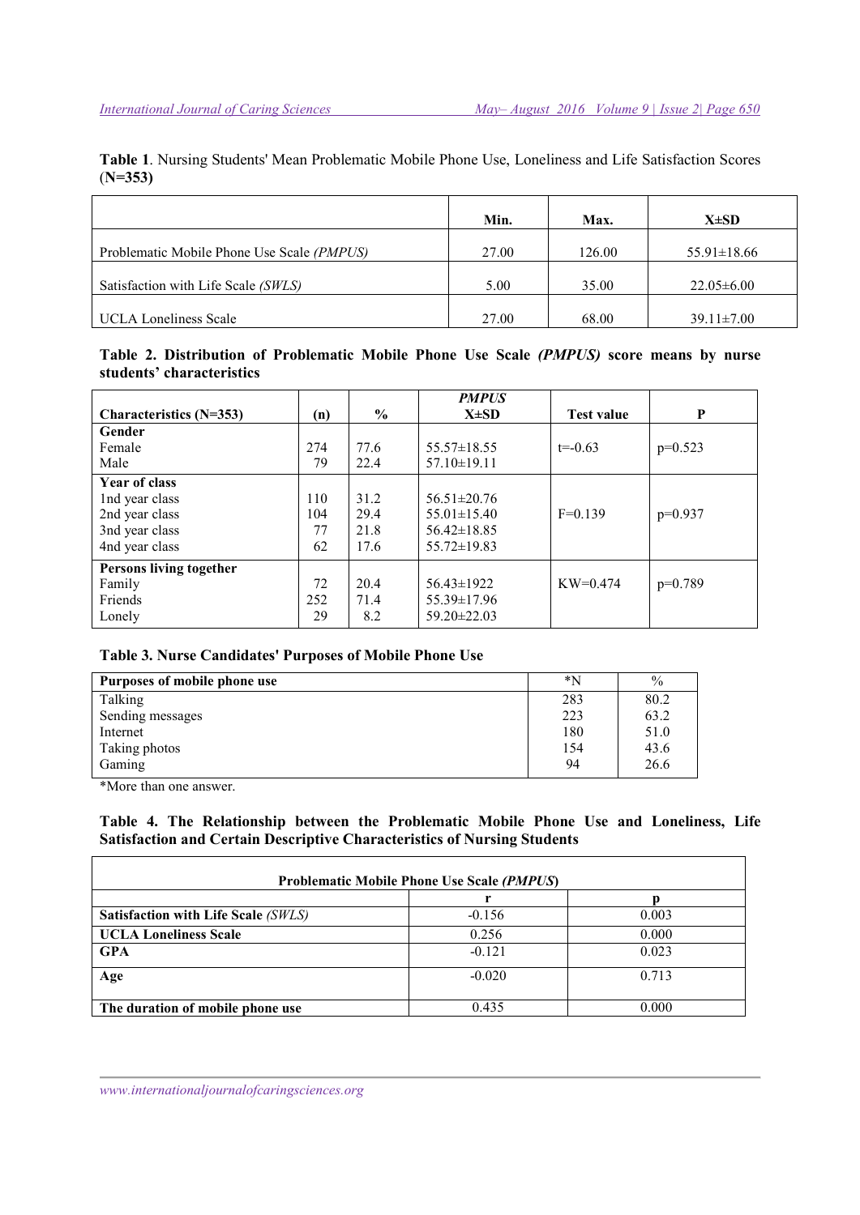**Table 1**. Nursing Students' Mean Problematic Mobile Phone Use, Loneliness and Life Satisfaction Scores (**N=353)**

| | Min. | Max. | X±SD |
|---|---|---|---|
| Problematic Mobile Phone Use Scale *(PMPUS)* | 27.00 | 126.00 | 55.91±18.66 |
| Satisfaction with Life Scale *(SWLS)* | 5.00 | 35.00 | 22.05±6.00 |
| UCLA Loneliness Scale | 27.00 | 68.00 | 39.11±7.00 |

**Table 2. Distribution of Problematic Mobile Phone Use Scale *(PMPUS)* score means by nurse students' characteristics**

| Characteristics (N=353) | (n) | % | *PMPUS* X±SD | Test value | P |
|---|---|---|---|---|---|
| **Gender** | | | | | |
| Female | 274 | 77.6 | 55.57±18.55 | t=-0.63 | p=0.523 |
| Male | 79 | 22.4 | 57.10±19.11 | | |
| **Year of class** | | | | | |
| 1nd year class | 110 | 31.2 | 56.51±20.76 | F=0.139 | p=0.937 |
| 2nd year class | 104 | 29.4 | 55.01±15.40 | | |
| 3nd year class | 77 | 21.8 | 56.42±18.85 | | |
| 4nd year class | 62 | 17.6 | 55.72±19.83 | | |
| **Persons living together** | | | | | |
| Family | 72 | 20.4 | 56.43±1922 | KW=0.474 | p=0.789 |
| Friends | 252 | 71.4 | 55.39±17.96 | | |
| Lonely | 29 | 8.2 | 59.20±22.03 | | |

**Table 3. Nurse Candidates' Purposes of Mobile Phone Use**

| Purposes of mobile phone use | *N | % |
|---|---|---|
| Talking | 283 | 80.2 |
| Sending messages | 223 | 63.2 |
| Internet | 180 | 51.0 |
| Taking photos | 154 | 43.6 |
| Gaming | 94 | 26.6 |

*More than one answer.

**Table 4. The Relationship between the Problematic Mobile Phone Use and Loneliness, Life Satisfaction and Certain Descriptive Characteristics of Nursing Students**

| | Problematic Mobile Phone Use Scale *(PMPUS)* | |
|---|---|---|
| | r | p |
| **Satisfaction with Life Scale** *(SWLS)* | -0.156 | 0.003 |
| **UCLA Loneliness Scale** | 0.256 | 0.000 |
| **GPA** | -0.121 | 0.023 |
| **Age** | -0.020 | 0.713 |
| **The duration of mobile phone use** | 0.435 | 0.000 |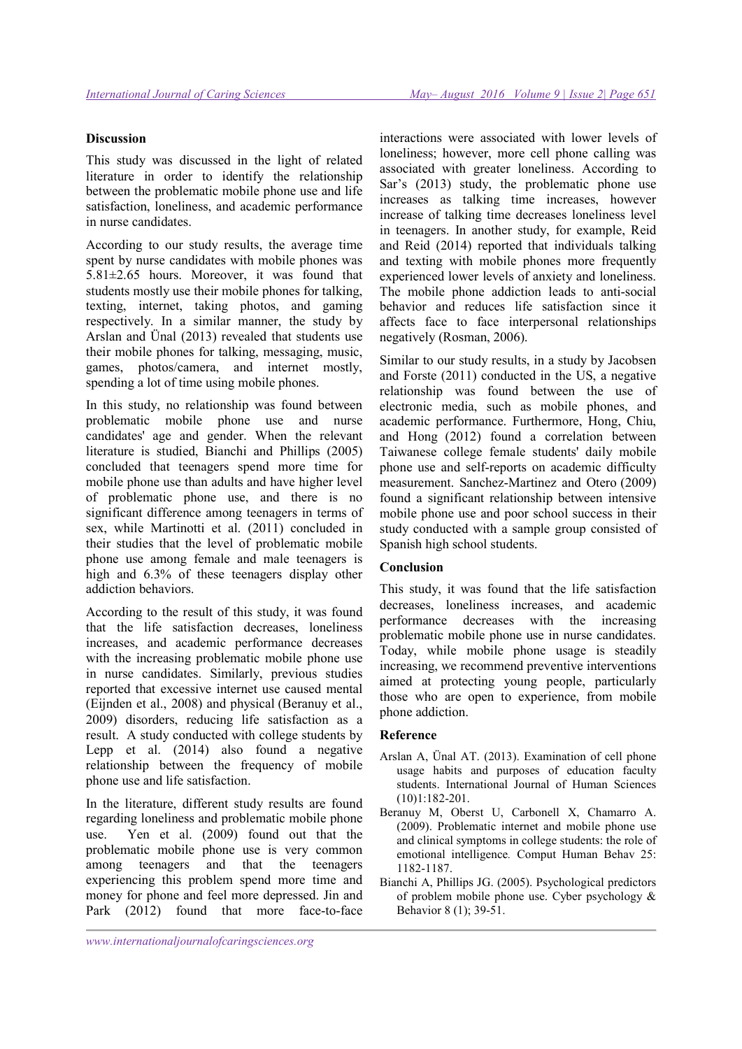## Discussion

This study was discussed in the light of related literature in order to identify the relationship between the problematic mobile phone use and life satisfaction, loneliness, and academic performance in nurse candidates.

According to our study results, the average time spent by nurse candidates with mobile phones was 5.81±2.65 hours. Moreover, it was found that students mostly use their mobile phones for talking, texting, internet, taking photos, and gaming respectively. In a similar manner, the study by Arslan and Ünal (2013) revealed that students use their mobile phones for talking, messaging, music, games, photos/camera, and internet mostly, spending a lot of time using mobile phones.

In this study, no relationship was found between problematic mobile phone use and nurse candidates' age and gender. When the relevant literature is studied, Bianchi and Phillips (2005) concluded that teenagers spend more time for mobile phone use than adults and have higher level of problematic phone use, and there is no significant difference among teenagers in terms of sex, while Martinotti et al. (2011) concluded in their studies that the level of problematic mobile phone use among female and male teenagers is high and 6.3% of these teenagers display other addiction behaviors.

According to the result of this study, it was found that the life satisfaction decreases, loneliness increases, and academic performance decreases with the increasing problematic mobile phone use in nurse candidates. Similarly, previous studies reported that excessive internet use caused mental (Eijnden et al., 2008) and physical (Beranuy et al., 2009) disorders, reducing life satisfaction as a result. A study conducted with college students by Lepp et al. (2014) also found a negative relationship between the frequency of mobile phone use and life satisfaction.

In the literature, different study results are found regarding loneliness and problematic mobile phone use. Yen et al. (2009) found out that the problematic mobile phone use is very common among teenagers and that the teenagers experiencing this problem spend more time and money for phone and feel more depressed. Jin and Park (2012) found that more face-to-face interactions were associated with lower levels of loneliness; however, more cell phone calling was associated with greater loneliness. According to Sar's (2013) study, the problematic phone use increases as talking time increases, however increase of talking time decreases loneliness level in teenagers. In another study, for example, Reid and Reid (2014) reported that individuals talking and texting with mobile phones more frequently experienced lower levels of anxiety and loneliness. The mobile phone addiction leads to anti-social behavior and reduces life satisfaction since it affects face to face interpersonal relationships negatively (Rosman, 2006).

Similar to our study results, in a study by Jacobsen and Forste (2011) conducted in the US, a negative relationship was found between the use of electronic media, such as mobile phones, and academic performance. Furthermore, Hong, Chiu, and Hong (2012) found a correlation between Taiwanese college female students' daily mobile phone use and self-reports on academic difficulty measurement. Sanchez-Martinez and Otero (2009) found a significant relationship between intensive mobile phone use and poor school success in their study conducted with a sample group consisted of Spanish high school students.

## Conclusion

This study, it was found that the life satisfaction decreases, loneliness increases, and academic performance decreases with the increasing problematic mobile phone use in nurse candidates. Today, while mobile phone usage is steadily increasing, we recommend preventive interventions aimed at protecting young people, particularly those who are open to experience, from mobile phone addiction.

## Reference

Arslan A, Ünal AT. (2013). Examination of cell phone usage habits and purposes of education faculty students. International Journal of Human Sciences (10)1:182-201.

Beranuy M, Oberst U, Carbonell X, Chamarro A. (2009). Problematic internet and mobile phone use and clinical symptoms in college students: the role of emotional intelligence. Comput Human Behav 25: 1182-1187.

Bianchi A, Phillips JG. (2005). Psychological predictors of problem mobile phone use. Cyber psychology & Behavior 8 (1); 39-51.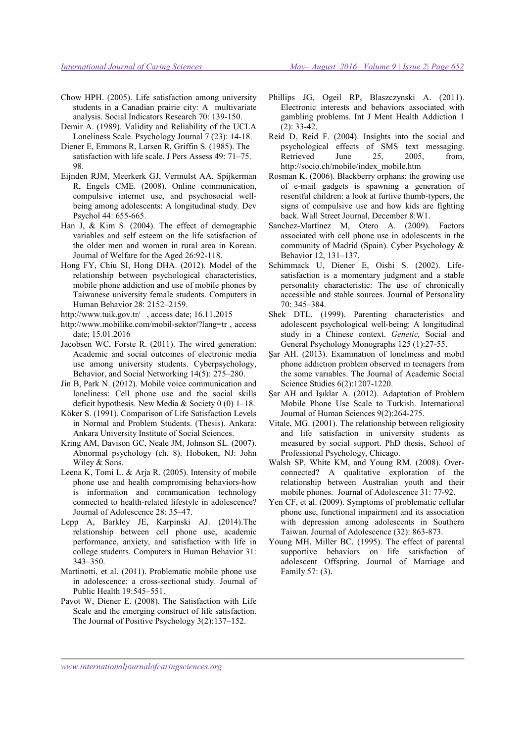Chow HPH. (2005). Life satisfaction among university students in a Canadian prairie city: A multivariate analysis. Social Indicators Research 70: 139-150.

Demir A. (1989). Validity and Reliability of the UCLA Loneliness Scale. Psychology Journal 7 (23): 14-18.

Diener E, Emmons R, Larsen R, Griffin S. (1985). The satisfaction with life scale. J Pers Assess 49: 71–75. 98.

Eijnden RJM, Meerkerk GJ, Vermulst AA, Spijkerman R, Engels CME. (2008). Online communication, compulsive internet use, and psychosocial well-being among adolescents: A longitudinal study. Dev Psychol 44: 655-665.

Han J, & Kim S. (2004). The effect of demographic variables and self esteem on the life satisfaction of the older men and women in rural area in Korean. Journal of Welfare for the Aged 26:92-118.

Hong FY, Chiu SI, Hong DHA. (2012). Model of the relationship between psychological characteristics, mobile phone addiction and use of mobile phones by Taiwanese university female students. Computers in Human Behavior 28: 2152–2159.

http://www.tuik.gov.tr/ , access date; 16.11.2015

http://www.mobilike.com/mobil-sektor/?lang=tr , access date; 15.01.2016

Jacobsen WC, Forste R. (2011). The wired generation: Academic and social outcomes of electronic media use among university students. Cyberpsychology, Behavior, and Social Networking 14(5): 275–280.

Jin B, Park N. (2012). Mobile voice communication and loneliness: Cell phone use and the social skills deficit hypothesis. New Media & Society 0 (0) 1–18.

Köker S. (1991). Comparison of Life Satisfaction Levels in Normal and Problem Students. (Thesis). Ankara: Ankara University Institute of Social Sciences.

Kring AM, Davison GC, Neale JM, Johnson SL. (2007). Abnormal psychology (ch. 8). Hoboken, NJ: John Wiley & Sons.

Leena K, Tomi L. & Arja R. (2005). Intensity of mobile phone use and health compromising behaviors-how is information and communication technology connected to health-related lifestyle in adolescence? Journal of Adolescence 28: 35–47.

Lepp A, Barkley JE, Karpinski AJ. (2014).The relationship between cell phone use, academic performance, anxiety, and satisfaction with life in college students. Computers in Human Behavior 31: 343–350.

Martinotti, et al. (2011). Problematic mobile phone use in adolescence: a cross-sectional study. Journal of Public Health 19:545–551.

Pavot W, Diener E. (2008). The Satisfaction with Life Scale and the emerging construct of life satisfaction. The Journal of Positive Psychology 3(2):137–152.

Phillips JG, Ogeil RP, Blaszczynski A. (2011). Electronic interests and behaviors associated with gambling problems. Int J Ment Health Addiction 1 (2): 33-42.

Reid D, Reid F. (2004). Insights into the social and psychological effects of SMS text messaging. Retrieved June 25, 2005, from, http://socio.ch/mobile/index_mobile.htm

Rosman K. (2006). Blackberry orphans: the growing use of e-mail gadgets is spawning a generation of resentful children: a look at furtive thumb-typers, the signs of compulsive use and how kids are fighting back. Wall Street Journal, December 8:W1.

Sanchez-Martínez M, Otero A. (2009). Factors associated with cell phone use in adolescents in the community of Madrid (Spain). Cyber Psychology & Behavior 12, 131–137.

Schimmack U, Diener E, Oishi S. (2002). Life-satisfaction is a momentary judgment and a stable personality characteristic: The use of chronically accessible and stable sources. Journal of Personality 70: 345–384.

Shek DTL. (1999). Parenting characteristics and adolescent psychological well-being: A longitudinal study in a Chinese context. *Genetic,* Social and General Psychology Monographs 125 (1):27-55.

Şar AH. (2013). Examınatıon of lonelıness and mobıl phone addıctıon problem observed ın teenagers from the some varıables. The Journal of Academic Social Science Studies 6(2):1207-1220.

Şar AH and Işıklar A. (2012). Adaptation of Problem Mobile Phone Use Scale to Turkish. International Journal of Human Sciences 9(2):264-275.

Vitale, MG. (2001). The relationship between religiosity and life satisfaction in university students as measured by social support. PhD thesis, School of Professional Psychology, Chicago.

Walsh SP, White KM, and Young RM. (2008). Over-connected? A qualitative exploration of the relationship between Australian youth and their mobile phones. Journal of Adolescence 31: 77-92.

Yen CF, et al. (2009). Symptoms of problematic cellular phone use, functional impairment and its association with depression among adolescents in Southern Taiwan. Journal of Adolescence (32): 863-873.

Young MH, Miller BC. (1995). The effect of parental supportive behaviors on life satisfaction of adolescent Offspring. Journal of Marriage and Family 57: (3).